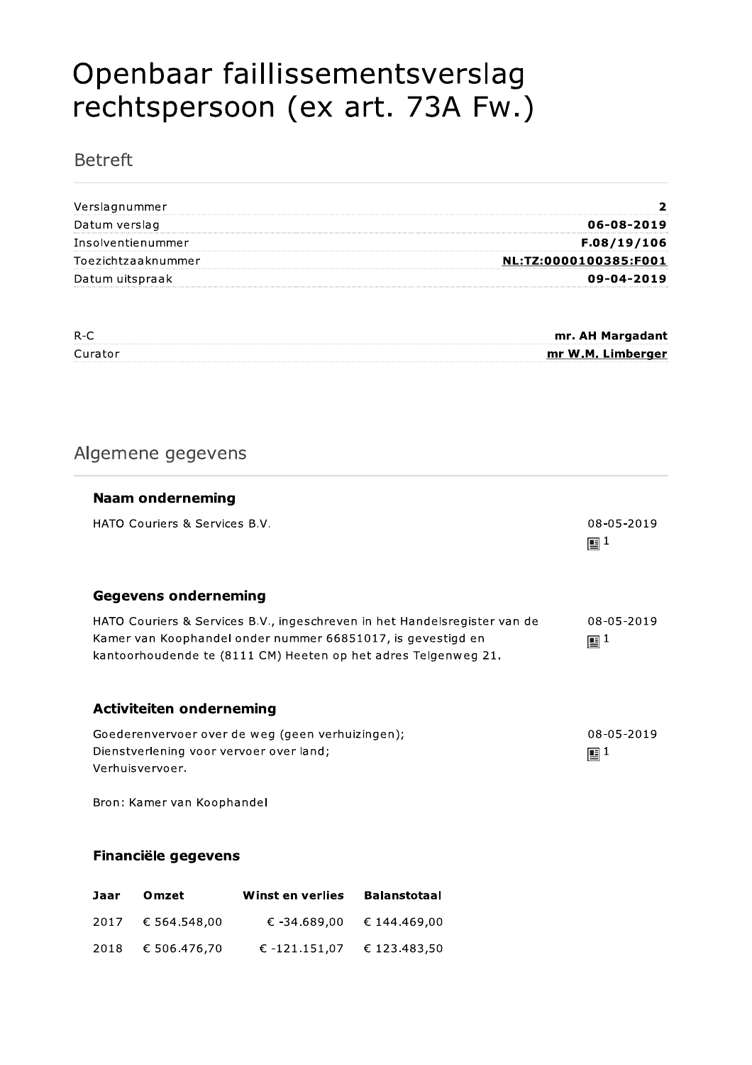# Openbaar faillissementsverslag rechtspersoon (ex art. 73A Fw.)

## Betreft

| | |
|---|---|
| Verslagnummer | **2** |
| Datum verslag | **06-08-2019** |
| Insolventienummer | **F.08/19/106** |
| Toezichtzaaknummer | **NL:TZ:0000100385:F001** |
| Datum uitspraak | **09-04-2019** |

| | |
|---|---|
| R-C | **mr. AH Margadant** |
| Curator | **mr W.M. Limberger** |

## Algemene gegevens

### Naam onderneming

HATO Couriers & Services B.V.

08-05-2019
1

### Gegevens onderneming

HATO Couriers & Services B.V., ingeschreven in het Handelsregister van de Kamer van Koophandel onder nummer 66851017, is gevestigd en kantoorhoudende te (8111 CM) Heeten op het adres Telgenweg 21.

08-05-2019
1

### Activiteiten onderneming

Goederenvervoer over de weg (geen verhuizingen);
Dienstverlening voor vervoer over land;
Verhuisvervoer.

Bron: Kamer van Koophandel

08-05-2019
1

### Financiële gegevens

| Jaar | Omzet | Winst en verlies | Balanstotaal |
|---|---|---|---|
| 2017 | € 564.548,00 | € -34.689,00 | € 144.469,00 |
| 2018 | € 506.476,70 | € -121.151,07 | € 123.483,50 |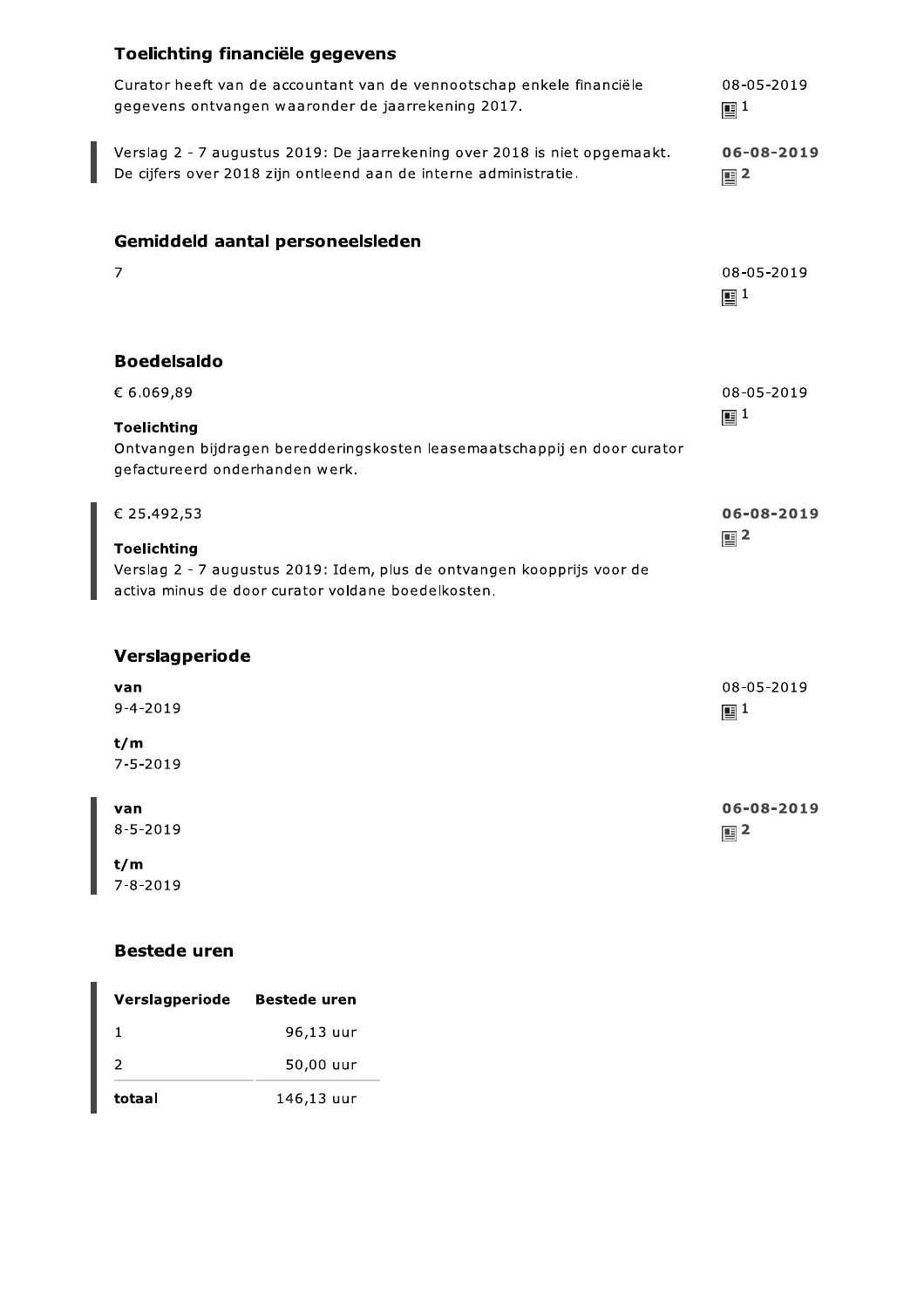### Toelichting financiële gegevens

Curator heeft van de accountant van de vennootschap enkele financiële gegevens ontvangen waaronder de jaarrekening 2017.

08-05-2019
1

Verslag 2 - 7 augustus 2019: De jaarrekening over 2018 is niet opgemaakt. De cijfers over 2018 zijn ontleend aan de interne administratie.

**06-08-2019**
**2**

### Gemiddeld aantal personeelsleden

7

08-05-2019
1

### Boedelsaldo

€ 6.069,89

**Toelichting**
Ontvangen bijdragen bereddderingskosten leasemaatschappij en door curator gefactureerd onderhanden werk.

08-05-2019
1

€ 25.492,53

**Toelichting**
Verslag 2 - 7 augustus 2019: Idem, plus de ontvangen koopprijs voor de activa minus de door curator voldane boedelkosten.

**06-08-2019**
**2**

### Verslagperiode

**van**
9-4-2019

**t/m**
7-5-2019

08-05-2019
1

**van**
8-5-2019

**t/m**
7-8-2019

**06-08-2019**
**2**

### Bestede uren

| Verslagperiode | Bestede uren |
|---|---|
| 1 | 96,13 uur |
| 2 | 50,00 uur |
| **totaal** | 146,13 uur |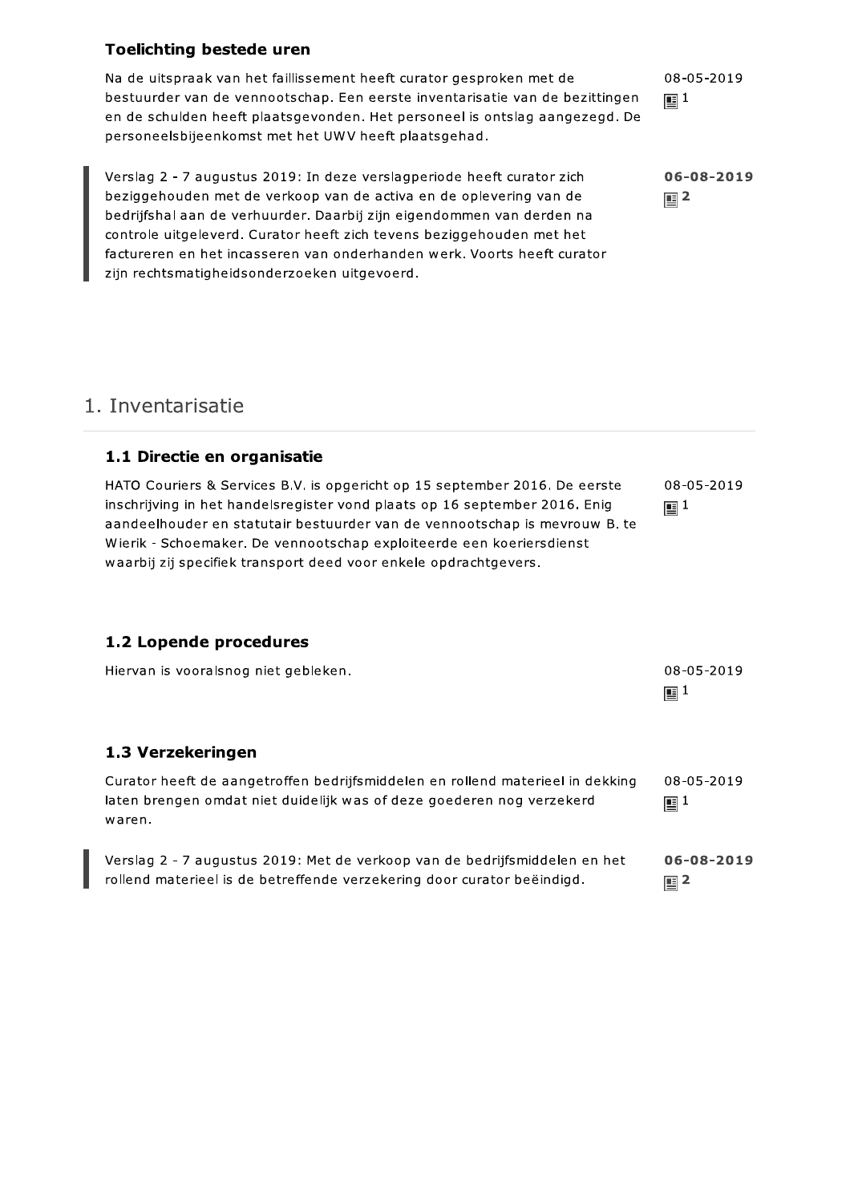### Toelichting bestede uren

Na de uitspraak van het faillissement heeft curator gesproken met de bestuurder van de vennootschap. Een eerste inventarisatie van de bezittingen en de schulden heeft plaatsgevonden. Het personeel is ontslag aangezegd. De personeelsbijeenkomst met het UWV heeft plaatsgehad.

08-05-2019
1

Verslag 2 - 7 augustus 2019: In deze verslagperiode heeft curator zich beziggehouden met de verkoop van de activa en de oplevering van de bedrijfshal aan de verhuurder. Daarbij zijn eigendommen van derden na controle uitgeleverd. Curator heeft zich tevens beziggehouden met het factureren en het incasseren van onderhanden werk. Voorts heeft curator zijn rechtsmatigheidsonderzoeken uitgevoerd.

**06-08-2019**
**2**

## 1. Inventarisatie

### 1.1 Directie en organisatie

HATO Couriers & Services B.V. is opgericht op 15 september 2016. De eerste inschrijving in het handelsregister vond plaats op 16 september 2016. Enig aandeelhouder en statutair bestuurder van de vennootschap is mevrouw B. te Wierik - Schoemaker. De vennootschap exploiteerde een koeriersdienst waarbij zij specifiek transport deed voor enkele opdrachtgevers.

08-05-2019
1

### 1.2 Lopende procedures

Hiervan is vooralsnog niet gebleken.

08-05-2019
1

### 1.3 Verzekeringen

Curator heeft de aangetroffen bedrijfsmiddelen en rollend materieel in dekking laten brengen omdat niet duidelijk was of deze goederen nog verzekerd waren.

08-05-2019
1

Verslag 2 - 7 augustus 2019: Met de verkoop van de bedrijfsmiddelen en het rollend materieel is de betreffende verzekering door curator beëindigd.

**06-08-2019**
**2**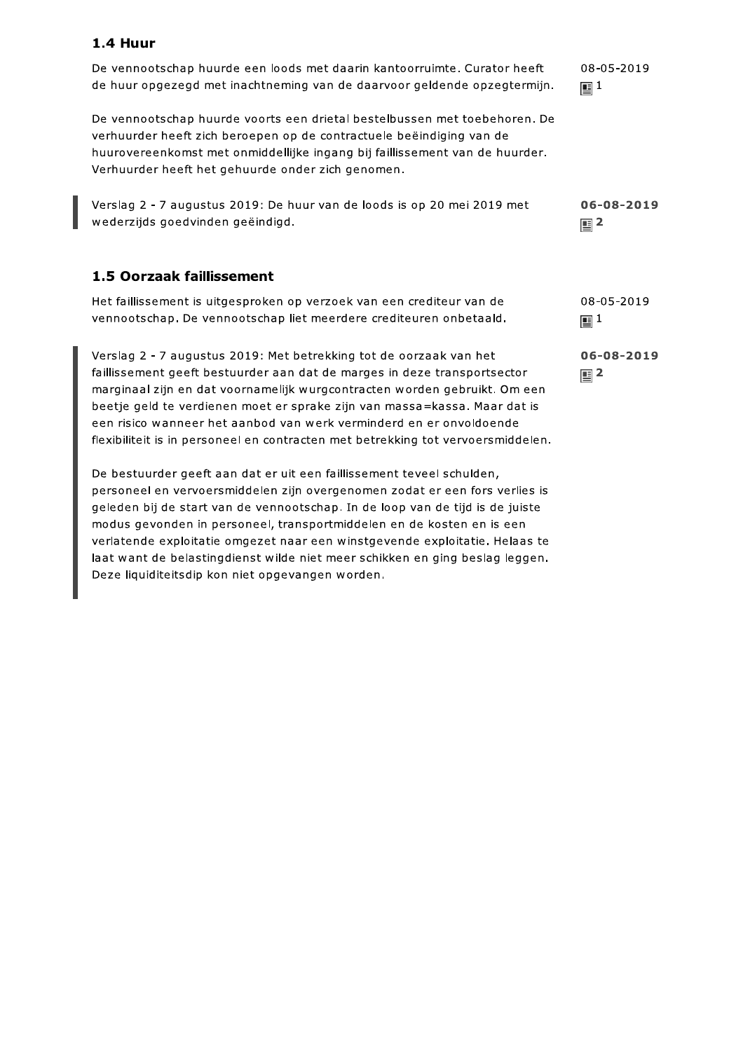### 1.4 Huur

De vennootschap huurde een loods met daarin kantoorruimte. Curator heeft de huur opgezegd met inachtneming van de daarvoor geldende opzegtermijn.

08-05-2019
1

De vennootschap huurde voorts een drietal bestelbussen met toebehoren. De verhuurder heeft zich beroepen op de contractuele beëindiging van de huurovereenkomst met onmiddellijke ingang bij faillissement van de huurder. Verhuurder heeft het gehuurde onder zich genomen.

Verslag 2 - 7 augustus 2019: De huur van de loods is op 20 mei 2019 met wederzijds goedvinden geëindigd.

**06-08-2019**
**2**

### 1.5 Oorzaak faillissement

Het faillissement is uitgesproken op verzoek van een crediteur van de vennootschap. De vennootschap liet meerdere crediteuren onbetaald.

08-05-2019
1

Verslag 2 - 7 augustus 2019: Met betrekking tot de oorzaak van het faillissement geeft bestuurder aan dat de marges in deze transportsector marginaal zijn en dat voornamelijk wurgcontracten worden gebruikt. Om een beetje geld te verdienen moet er sprake zijn van massa=kassa. Maar dat is een risico wanneer het aanbod van werk verminderd en er onvoldoende flexibiliteit is in personeel en contracten met betrekking tot vervoersmiddelen.

**06-08-2019**
**2**

De bestuurder geeft aan dat er uit een faillissement teveel schulden, personeel en vervoersmiddelen zijn overgenomen zodat er een fors verlies is geleden bij de start van de vennootschap. In de loop van de tijd is de juiste modus gevonden in personeel, transportmiddelen en de kosten en is een verlatende exploitatie omgezet naar een winstgevende exploitatie. Helaas te laat want de belastingdienst wilde niet meer schikken en ging beslag leggen. Deze liquiditeitsdip kon niet opgevangen worden.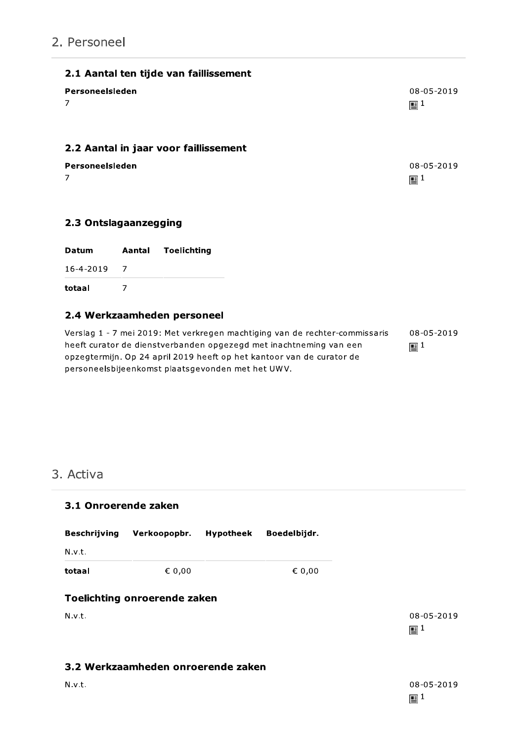## 2. Personeel

### 2.1 Aantal ten tijde van faillissement

**Personeelsleden**

7

08-05-2019
1

### 2.2 Aantal in jaar voor faillissement

**Personeelsleden**

7

08-05-2019
1

### 2.3 Ontslagaanzegging

| Datum | Aantal | Toelichting |
|---|---|---|
| 16-4-2019 | 7 | |
| **totaal** | 7 | |

### 2.4 Werkzaamheden personeel

Verslag 1 - 7 mei 2019: Met verkregen machtiging van de rechter-commissaris heeft curator de dienstverbanden opgezegd met inachtneming van een opzegtermijn. Op 24 april 2019 heeft op het kantoor van de curator de personeelsbijeenkomst plaatsgevonden met het UWV.

08-05-2019
1

## 3. Activa

### 3.1 Onroerende zaken

| Beschrijving | Verkoopopbr. | Hypotheek | Boedelbijdr. |
|---|---|---|---|
| N.v.t. | | | |
| **totaal** | € 0,00 | | € 0,00 |

### Toelichting onroerende zaken

N.v.t.

08-05-2019
1

### 3.2 Werkzaamheden onroerende zaken

N.v.t.

08-05-2019
1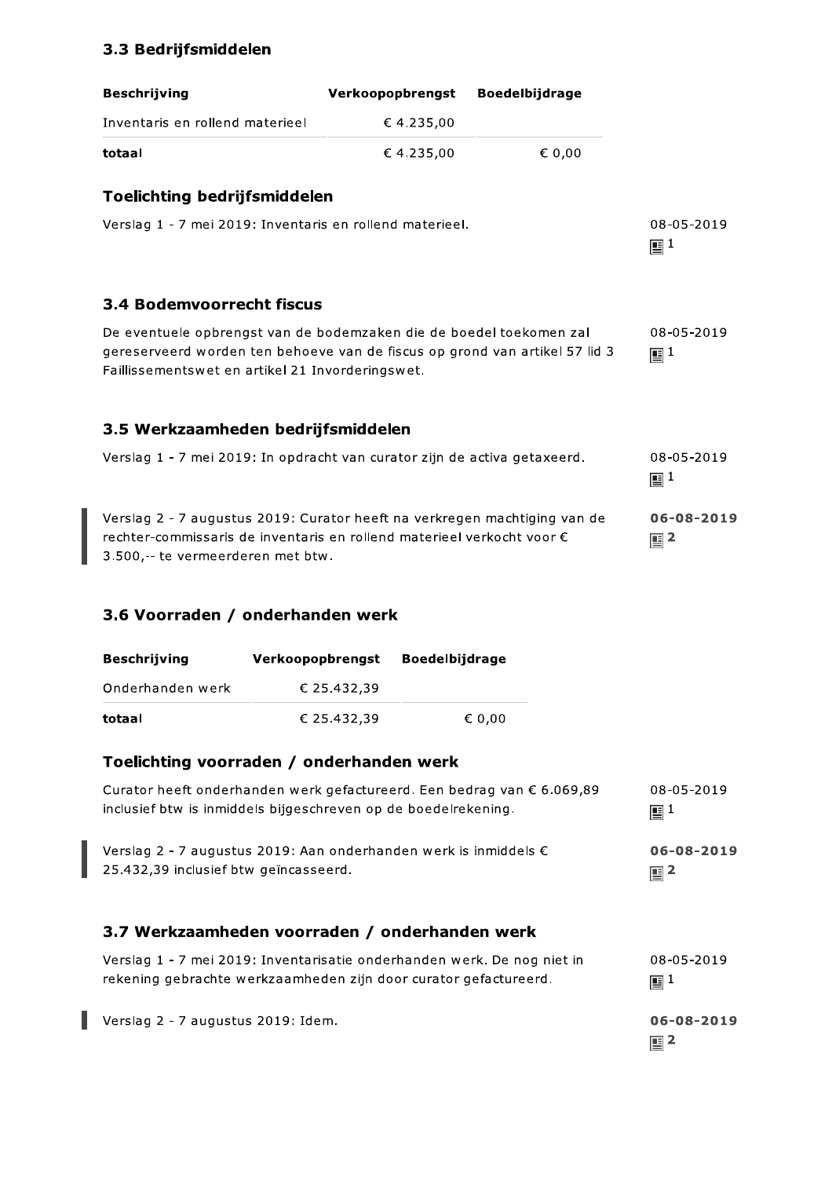### 3.3 Bedrijfsmiddelen

| Beschrijving | Verkoopopbrengst | Boedelbijdrage |
|---|---|---|
| Inventaris en rollend materieel | € 4.235,00 | |
| **totaal** | € 4.235,00 | € 0,00 |

### Toelichting bedrijfsmiddelen

Verslag 1 - 7 mei 2019: Inventaris en rollend materieel.

08-05-2019
1

### 3.4 Bodemvoorrecht fiscus

De eventuele opbrengst van de bodemzaken die de boedel toekomen zal gereserveerd worden ten behoeve van de fiscus op grond van artikel 57 lid 3 Faillissementswet en artikel 21 Invorderingswet.

08-05-2019
1

### 3.5 Werkzaamheden bedrijfsmiddelen

Verslag 1 - 7 mei 2019: In opdracht van curator zijn de activa getaxeerd.

08-05-2019
1

Verslag 2 - 7 augustus 2019: Curator heeft na verkregen machtiging van de rechter-commissaris de inventaris en rollend materieel verkocht voor € 3.500,-- te vermeerderen met btw.

**06-08-2019**
**2**

### 3.6 Voorraden / onderhanden werk

| Beschrijving | Verkoopopbrengst | Boedelbijdrage |
|---|---|---|
| Onderhanden werk | € 25.432,39 | |
| **totaal** | € 25.432,39 | € 0,00 |

### Toelichting voorraden / onderhanden werk

Curator heeft onderhanden werk gefactureerd. Een bedrag van € 6.069,89 inclusief btw is inmiddels bijgeschreven op de boedelrekening.

08-05-2019
1

Verslag 2 - 7 augustus 2019: Aan onderhanden werk is inmiddels € 25.432,39 inclusief btw geïncasseerd.

**06-08-2019**
**2**

### 3.7 Werkzaamheden voorraden / onderhanden werk

Verslag 1 - 7 mei 2019: Inventarisatie onderhanden werk. De nog niet in rekening gebrachte werkzaamheden zijn door curator gefactureerd.

08-05-2019
1

Verslag 2 - 7 augustus 2019: Idem.

**06-08-2019**
**2**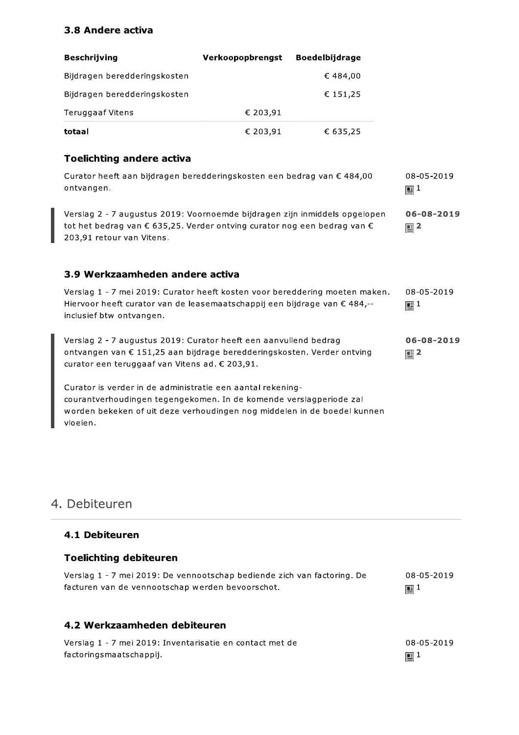### 3.8 Andere activa

| Beschrijving | Verkoopopbrengst | Boedelbijdrage |
|---|---|---|
| Bijdragen bereddering­skosten | | € 484,00 |
| Bijdragen bereddering­skosten | | € 151,25 |
| Teruggaaf Vitens | € 203,91 | |
| **totaal** | € 203,91 | € 635,25 |

### Toelichting andere activa

Curator heeft aan bijdragen beredderingskosten een bedrag van € 484,00 ontvangen.

08-05-2019
1

Verslag 2 - 7 augustus 2019: Voornoemde bijdragen zijn inmiddels opgelopen tot het bedrag van € 635,25. Verder ontving curator nog een bedrag van € 203,91 retour van Vitens.

**06-08-2019**
**2**

### 3.9 Werkzaamheden andere activa

Verslag 1 - 7 mei 2019: Curator heeft kosten voor bereddering moeten maken. Hiervoor heeft curator van de leasemaatschappij een bijdrage van € 484,-- inclusief btw ontvangen.

08-05-2019
1

Verslag 2 - 7 augustus 2019: Curator heeft een aanvullend bedrag ontvangen van € 151,25 aan bijdrage beredderingskosten. Verder ontving curator een teruggaaf van Vitens ad. € 203,91.

Curator is verder in de administratie een aantal rekening-courantverhoudingen tegengekomen. In de komende verslagperiode zal worden bekeken of uit deze verhoudingen nog middelen in de boedel kunnen vloeien.

**06-08-2019**
**2**

## 4. Debiteuren

### 4.1 Debiteuren

### Toelichting debiteuren

Verslag 1 - 7 mei 2019: De vennootschap bediende zich van factoring. De facturen van de vennootschap werden bevoorschot.

08-05-2019
1

### 4.2 Werkzaamheden debiteuren

Verslag 1 - 7 mei 2019: Inventarisatie en contact met de factoringsmaatschappij.

08-05-2019
1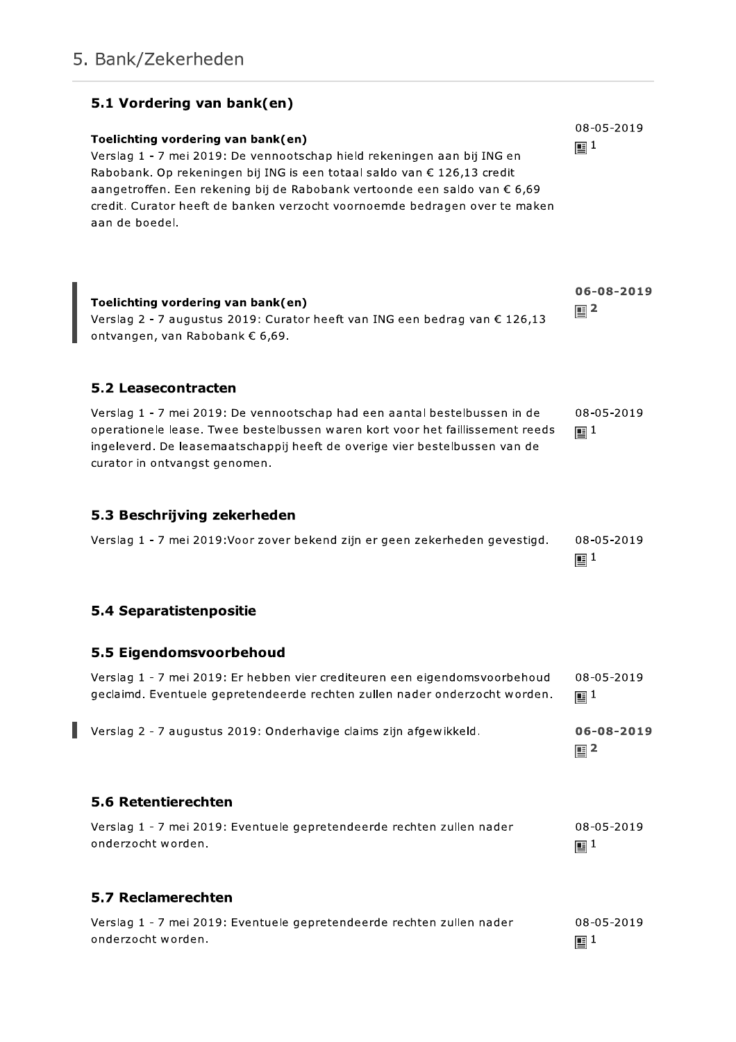# 5. Bank/Zekerheden

## 5.1 Vordering van bank(en)

**Toelichting vordering van bank(en)**
Verslag 1 - 7 mei 2019: De vennootschap hield rekeningen aan bij ING en Rabobank. Op rekeningen bij ING is een totaal saldo van € 126,13 credit aangetroffen. Een rekening bij de Rabobank vertoonde een saldo van € 6,69 credit. Curator heeft de banken verzocht voornoemde bedragen over te maken aan de boedel.

08-05-2019
1

**Toelichting vordering van bank(en)**
Verslag 2 - 7 augustus 2019: Curator heeft van ING een bedrag van € 126,13 ontvangen, van Rabobank € 6,69.

**06-08-2019**
**2**

## 5.2 Leasecontracten

Verslag 1 - 7 mei 2019: De vennootschap had een aantal bestelbussen in de operationele lease. Twee bestelbussen waren kort voor het faillissement reeds ingeleverd. De leasemaatschappij heeft de overige vier bestelbussen van de curator in ontvangst genomen.

08-05-2019
1

## 5.3 Beschrijving zekerheden

Verslag 1 - 7 mei 2019:Voor zover bekend zijn er geen zekerheden gevestigd.

08-05-2019
1

## 5.4 Separatistenpositie

## 5.5 Eigendomsvoorbehoud

Verslag 1 - 7 mei 2019: Er hebben vier crediteuren een eigendomsvoorbehoud geclaimd. Eventuele gepretendeerde rechten zullen nader onderzocht worden.

08-05-2019
1

Verslag 2 - 7 augustus 2019: Onderhavige claims zijn afgewikkeld.

**06-08-2019**
**2**

## 5.6 Retentierechten

Verslag 1 - 7 mei 2019: Eventuele gepretendeerde rechten zullen nader onderzocht worden.

08-05-2019
1

## 5.7 Reclamerechten

Verslag 1 - 7 mei 2019: Eventuele gepretendeerde rechten zullen nader onderzocht worden.

08-05-2019
1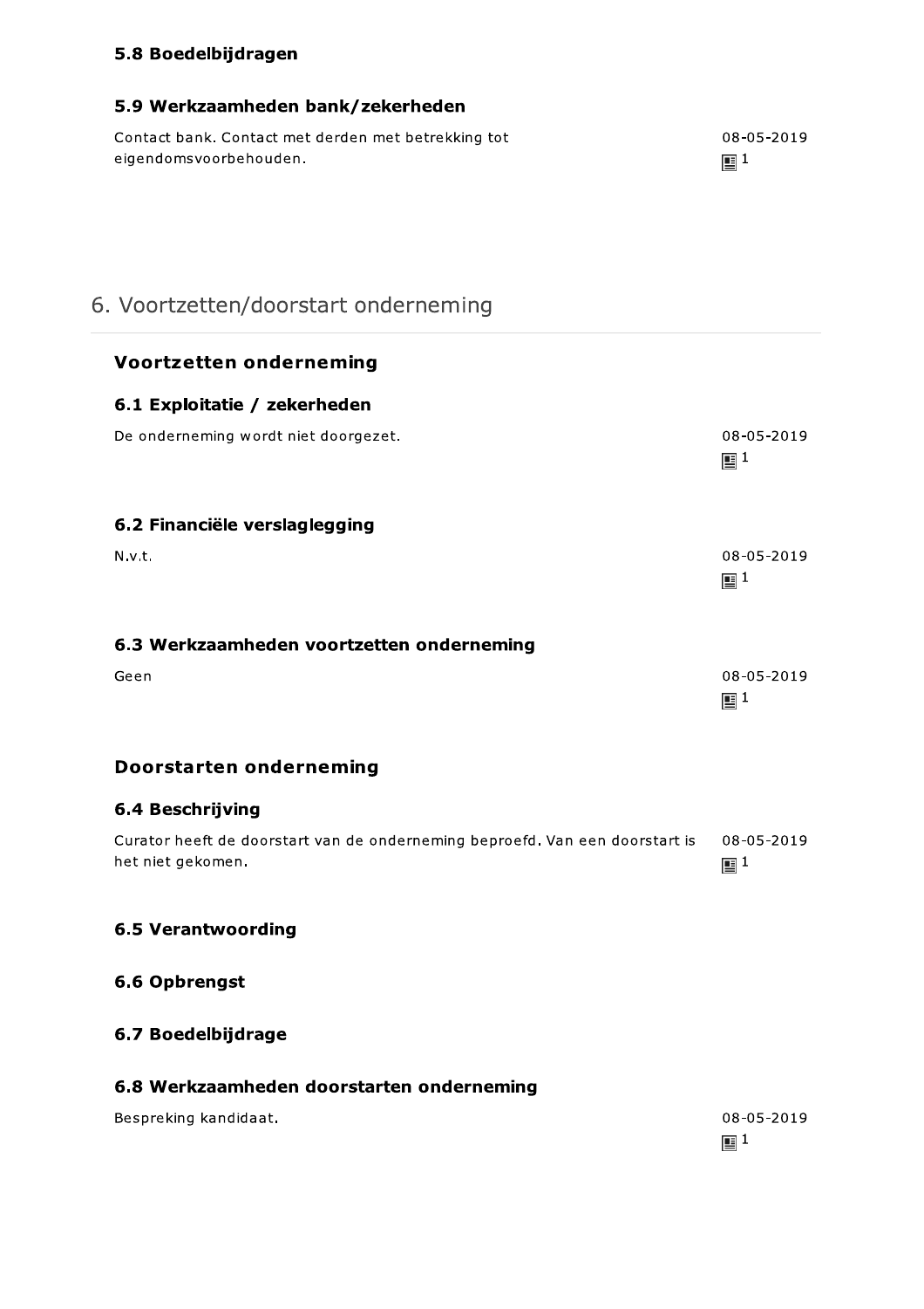#### 5.8 Boedelbijdragen

#### 5.9 Werkzaamheden bank/zekerheden

Contact bank. Contact met derden met betrekking tot eigendomsvoorbehouden.

08-05-2019
1

## 6. Voortzetten/doorstart onderneming

### Voortzetten onderneming

#### 6.1 Exploitatie / zekerheden

De onderneming wordt niet doorgezet.

08-05-2019
1

#### 6.2 Financiële verslaglegging

N.v.t.

08-05-2019
1

#### 6.3 Werkzaamheden voortzetten onderneming

Geen

08-05-2019
1

### Doorstarten onderneming

#### 6.4 Beschrijving

Curator heeft de doorstart van de onderneming beproefd. Van een doorstart is het niet gekomen.

08-05-2019
1

#### 6.5 Verantwoording

#### 6.6 Opbrengst

#### 6.7 Boedelbijdrage

#### 6.8 Werkzaamheden doorstarten onderneming

Bespreking kandidaat.

08-05-2019
1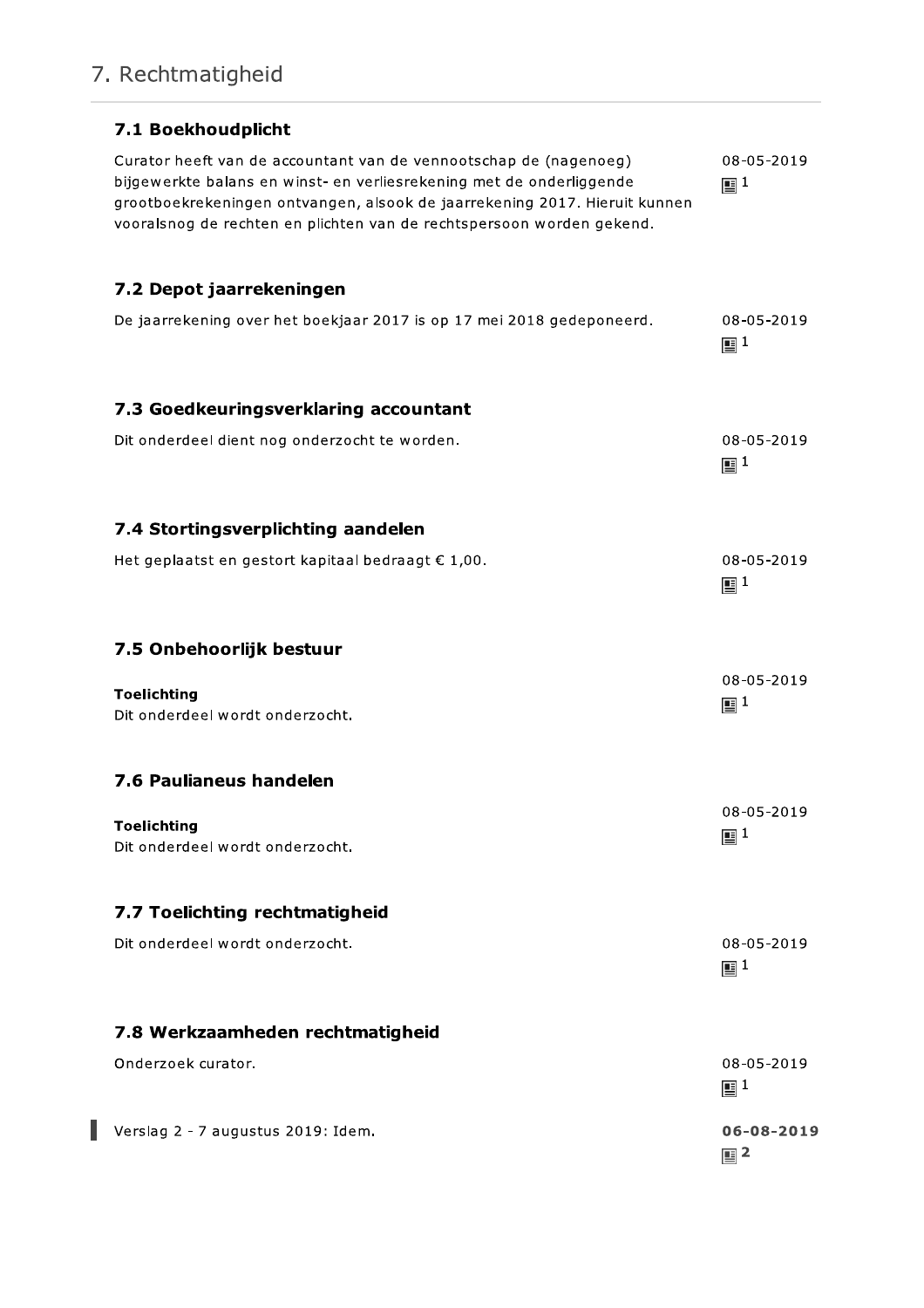# 7. Rechtmatigheid

## 7.1 Boekhoudplicht

Curator heeft van de accountant van de vennootschap de (nagenoeg) bijgewerkte balans en winst- en verliesrekening met de onderliggende grootboekrekeningen ontvangen, alsook de jaarrekening 2017. Hieruit kunnen vooralsnog de rechten en plichten van de rechtspersoon worden gekend.

08-05-2019
1

## 7.2 Depot jaarrekeningen

De jaarrekening over het boekjaar 2017 is op 17 mei 2018 gedeponeerd.

08-05-2019
1

## 7.3 Goedkeuringsverklaring accountant

Dit onderdeel dient nog onderzocht te worden.

08-05-2019
1

## 7.4 Stortingsverplichting aandelen

Het geplaatst en gestort kapitaal bedraagt € 1,00.

08-05-2019
1

## 7.5 Onbehoorlijk bestuur

**Toelichting**
Dit onderdeel wordt onderzocht.

08-05-2019
1

## 7.6 Paulianeus handelen

**Toelichting**
Dit onderdeel wordt onderzocht.

08-05-2019
1

## 7.7 Toelichting rechtmatigheid

Dit onderdeel wordt onderzocht.

08-05-2019
1

## 7.8 Werkzaamheden rechtmatigheid

Onderzoek curator.

08-05-2019
1

Verslag 2 - 7 augustus 2019: Idem.

**06-08-2019**
**2**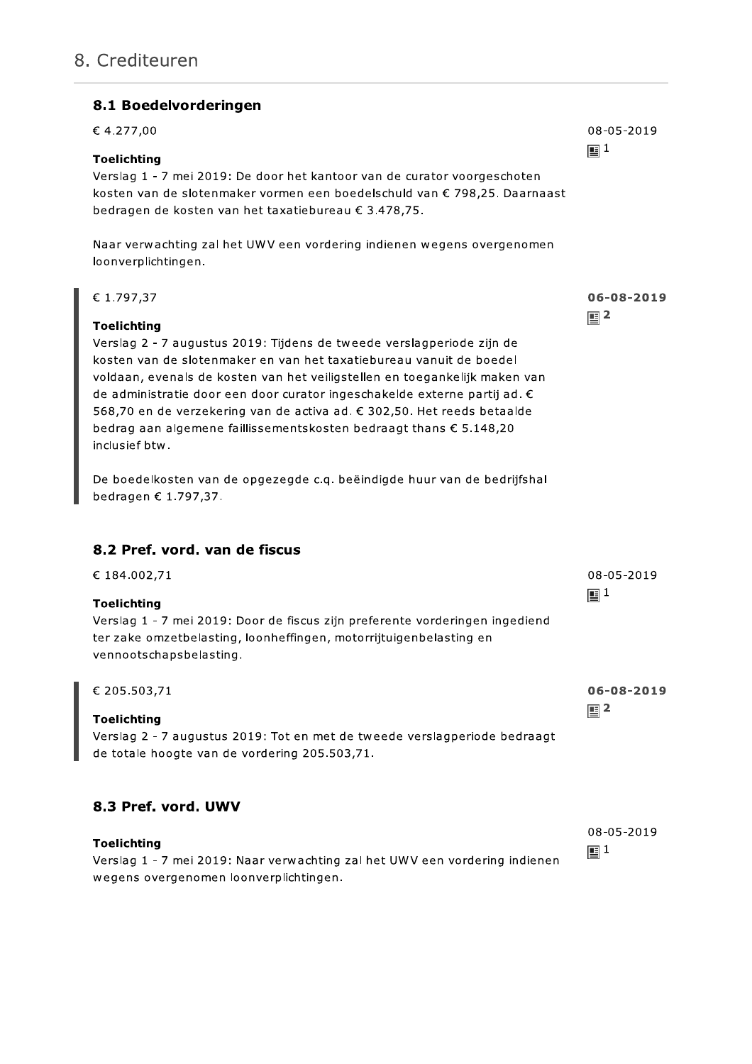# 8. Crediteuren

## 8.1 Boedelvorderingen

€ 4.277,00

08-05-2019
1

**Toelichting**
Verslag 1 - 7 mei 2019: De door het kantoor van de curator voorgeschoten kosten van de slotenmaker vormen een boedelschuld van € 798,25. Daarnaast bedragen de kosten van het taxatiebureau € 3.478,75.

Naar verwachting zal het UWV een vordering indienen wegens overgenomen loonverplichtingen.

€ 1.797,37

**06-08-2019**
**2**

**Toelichting**
Verslag 2 - 7 augustus 2019: Tijdens de tweede verslagperiode zijn de kosten van de slotenmaker en van het taxatiebureau vanuit de boedel voldaan, evenals de kosten van het veiligstellen en toegankelijk maken van de administratie door een door curator ingeschakelde externe partij ad. € 568,70 en de verzekering van de activa ad. € 302,50. Het reeds betaalde bedrag aan algemene faillissementskosten bedraagt thans € 5.148,20 inclusief btw.

De boedelkosten van de opgezegde c.q. beëindigde huur van de bedrijfshal bedragen € 1.797,37.

## 8.2 Pref. vord. van de fiscus

€ 184.002,71

08-05-2019
1

**Toelichting**
Verslag 1 - 7 mei 2019: Door de fiscus zijn preferente vorderingen ingediend ter zake omzetbelasting, loonheffingen, motorrijtuigenbelasting en vennootschapsbelasting.

€ 205.503,71

**06-08-2019**
**2**

**Toelichting**
Verslag 2 - 7 augustus 2019: Tot en met de tweede verslagperiode bedraagt de totale hoogte van de vordering 205.503,71.

## 8.3 Pref. vord. UWV

08-05-2019
1

**Toelichting**
Verslag 1 - 7 mei 2019: Naar verwachting zal het UWV een vordering indienen wegens overgenomen loonverplichtingen.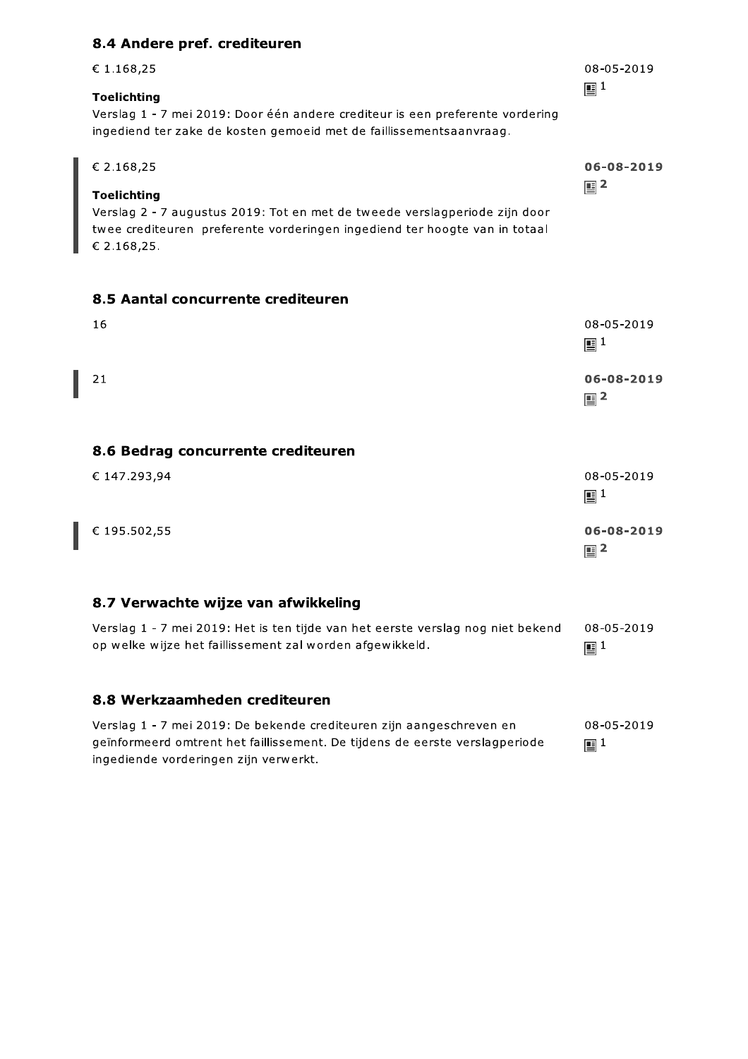## 8.4 Andere pref. crediteuren

€ 1.168,25

08-05-2019
1

**Toelichting**
Verslag 1 - 7 mei 2019: Door één andere crediteur is een preferente vordering ingediend ter zake de kosten gemoeid met de faillissementsaanvraag.

€ 2.168,25

**06-08-2019**
**2**

**Toelichting**
Verslag 2 - 7 augustus 2019: Tot en met de tweede verslagperiode zijn door twee crediteuren preferente vorderingen ingediend ter hoogte van in totaal € 2.168,25.

## 8.5 Aantal concurrente crediteuren

16

08-05-2019
1

21

**06-08-2019**
**2**

## 8.6 Bedrag concurrente crediteuren

€ 147.293,94

08-05-2019
1

€ 195.502,55

**06-08-2019**
**2**

## 8.7 Verwachte wijze van afwikkeling

Verslag 1 - 7 mei 2019: Het is ten tijde van het eerste verslag nog niet bekend op welke wijze het faillissement zal worden afgewikkeld.

08-05-2019
1

## 8.8 Werkzaamheden crediteuren

Verslag 1 - 7 mei 2019: De bekende crediteuren zijn aangeschreven en geïnformeerd omtrent het faillissement. De tijdens de eerste verslagperiode ingediende vorderingen zijn verwerkt.

08-05-2019
1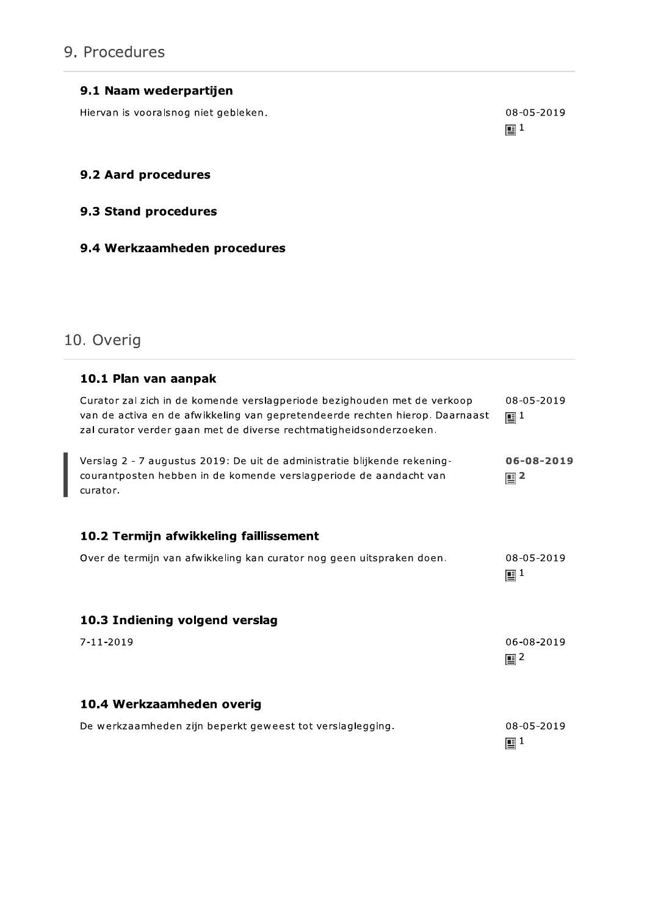# 9. Procedures

### 9.1 Naam wederpartijen

Hiervan is vooralsnog niet gebleken.

08-05-2019
1

### 9.2 Aard procedures

### 9.3 Stand procedures

### 9.4 Werkzaamheden procedures

# 10. Overig

### 10.1 Plan van aanpak

Curator zal zich in de komende verslagperiode bezighouden met de verkoop van de activa en de afwikkeling van gepretendeerde rechten hierop. Daarnaast zal curator verder gaan met de diverse rechtmatigheidsonderzoeken.

08-05-2019
1

Verslag 2 - 7 augustus 2019: De uit de administratie blijkende rekening-courantposten hebben in de komende verslagperiode de aandacht van curator.

**06-08-2019**
**2**

### 10.2 Termijn afwikkeling faillissement

Over de termijn van afwikkeling kan curator nog geen uitspraken doen.

08-05-2019
1

### 10.3 Indiening volgend verslag

7-11-2019

06-08-2019
2

### 10.4 Werkzaamheden overig

De werkzaamheden zijn beperkt geweest tot verslaglegging.

08-05-2019
1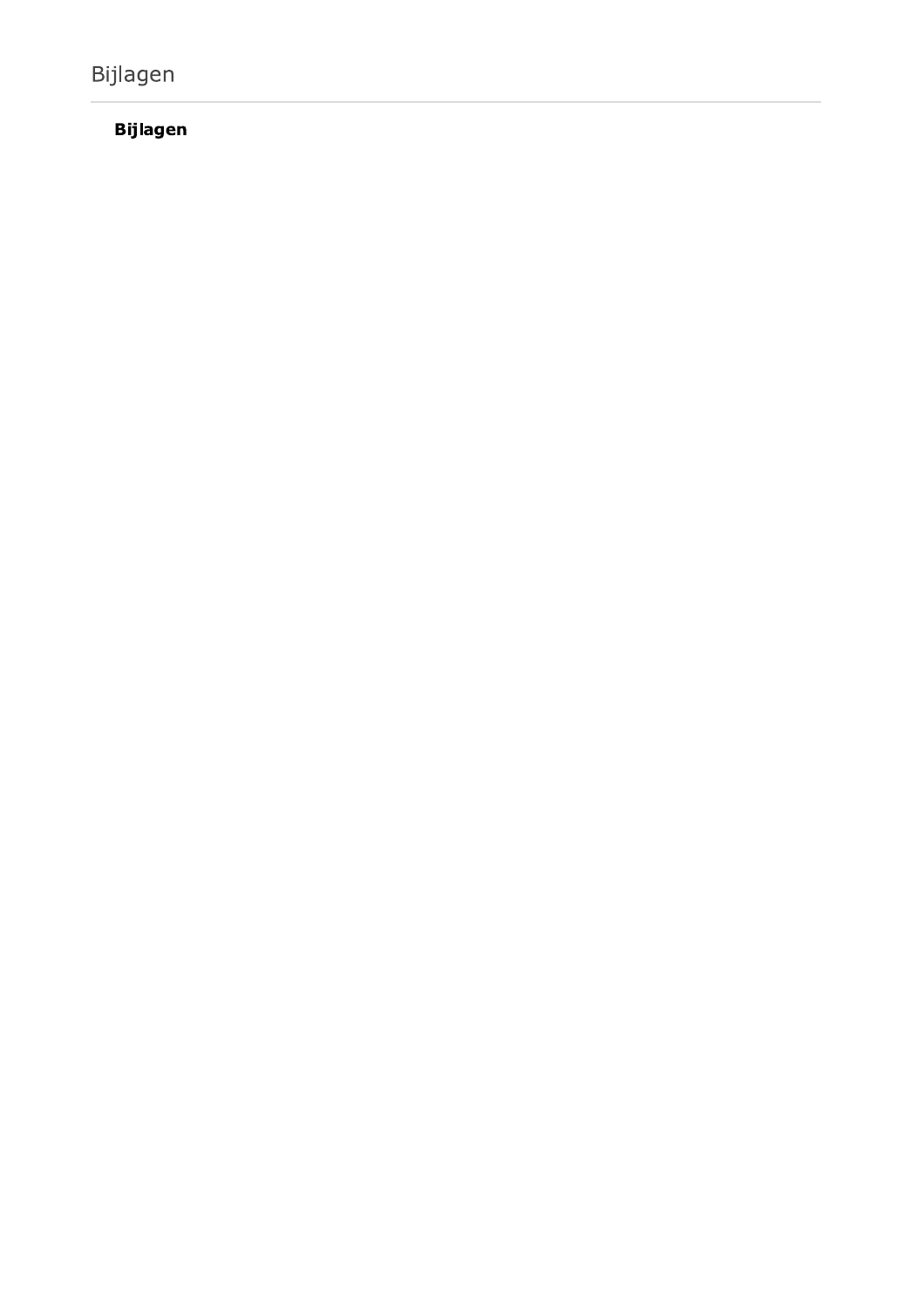# Bijlagen

**Bijlagen**